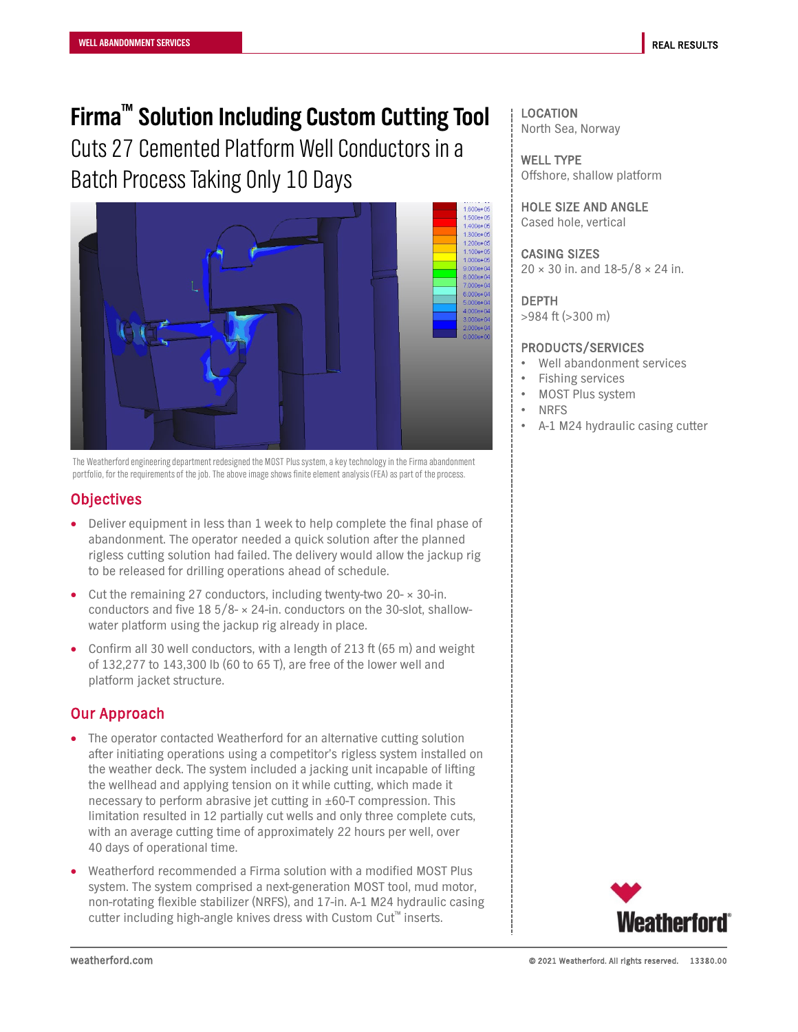WELL ABANDONMENT SERVICES

REAL RESULTS

# Firma™ Solution Including Custom Cutting Tool Cuts 27 Cemented Platform Well Conductors in a Batch Process Taking Only 10 Days

The Weatherford engineering department redesigned the MOST Plus system, a key technology in the Firma abandonment portfolio, for the requirements of the job. The above image shows finite element analysis (FEA) as part of the process.

## Objectives

- Deliver equipment in less than 1 week to help complete the final phase of abandonment. The operator needed a quick solution after the planned rigless cutting solution had failed. The delivery would allow the jackup rig to be released for drilling operations ahead of schedule.
- Cut the remaining 27 conductors, including twenty-two 20- × 30-in. conductors and five 18 5/8- × 24-in. conductors on the 30-slot, shallow-water platform using the jackup rig already in place.
- Confirm all 30 well conductors, with a length of 213 ft (65 m) and weight of 132,277 to 143,300 lb (60 to 65 T), are free of the lower well and platform jacket structure.

## Our Approach

- The operator contacted Weatherford for an alternative cutting solution after initiating operations using a competitor's rigless system installed on the weather deck. The system included a jacking unit incapable of lifting the wellhead and applying tension on it while cutting, which made it necessary to perform abrasive jet cutting in ±60-T compression. This limitation resulted in 12 partially cut wells and only three complete cuts, with an average cutting time of approximately 22 hours per well, over 40 days of operational time.
- Weatherford recommended a Firma solution with a modified MOST Plus system. The system comprised a next-generation MOST tool, mud motor, non-rotating flexible stabilizer (NRFS), and 17-in. A-1 M24 hydraulic casing cutter including high-angle knives dress with Custom Cut™ inserts.

### LOCATION
North Sea, Norway

### WELL TYPE
Offshore, shallow platform

### HOLE SIZE AND ANGLE
Cased hole, vertical

### CASING SIZES
20 × 30 in. and 18-5/8 × 24 in.

### DEPTH
>984 ft (>300 m)

### PRODUCTS/SERVICES
- Well abandonment services
- Fishing services
- MOST Plus system
- NRFS
- A-1 M24 hydraulic casing cutter

weatherford.com

© 2021 Weatherford. All rights reserved. 13380.00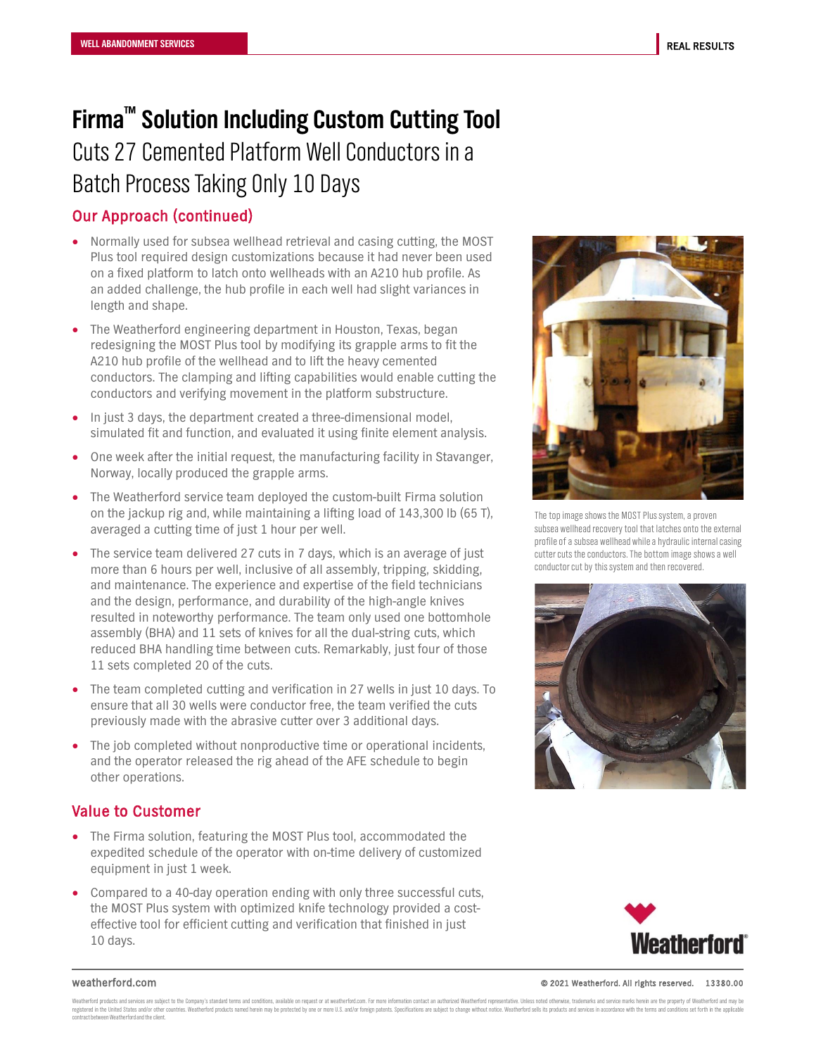# Firma™ Solution Including Custom Cutting Tool

Cuts 27 Cemented Platform Well Conductors in a Batch Process Taking Only 10 Days

## Our Approach (continued)

- Normally used for subsea wellhead retrieval and casing cutting, the MOST Plus tool required design customizations because it had never been used on a fixed platform to latch onto wellheads with an A210 hub profile. As an added challenge, the hub profile in each well had slight variances in length and shape.
- The Weatherford engineering department in Houston, Texas, began redesigning the MOST Plus tool by modifying its grapple arms to fit the A210 hub profile of the wellhead and to lift the heavy cemented conductors. The clamping and lifting capabilities would enable cutting the conductors and verifying movement in the platform substructure.
- In just 3 days, the department created a three-dimensional model, simulated fit and function, and evaluated it using finite element analysis.
- One week after the initial request, the manufacturing facility in Stavanger, Norway, locally produced the grapple arms.
- The Weatherford service team deployed the custom-built Firma solution on the jackup rig and, while maintaining a lifting load of 143,300 lb (65 T), averaged a cutting time of just 1 hour per well.
- The service team delivered 27 cuts in 7 days, which is an average of just more than 6 hours per well, inclusive of all assembly, tripping, skidding, and maintenance. The experience and expertise of the field technicians and the design, performance, and durability of the high-angle knives resulted in noteworthy performance. The team only used one bottomhole assembly (BHA) and 11 sets of knives for all the dual-string cuts, which reduced BHA handling time between cuts. Remarkably, just four of those 11 sets completed 20 of the cuts.
- The team completed cutting and verification in 27 wells in just 10 days. To ensure that all 30 wells were conductor free, the team verified the cuts previously made with the abrasive cutter over 3 additional days.
- The job completed without nonproductive time or operational incidents, and the operator released the rig ahead of the AFE schedule to begin other operations.

The top image shows the MOST Plus system, a proven subsea wellhead recovery tool that latches onto the external profile of a subsea wellhead while a hydraulic internal casing cutter cuts the conductors. The bottom image shows a well conductor cut by this system and then recovered.

## Value to Customer

- The Firma solution, featuring the MOST Plus tool, accommodated the expedited schedule of the operator with on-time delivery of customized equipment in just 1 week.
- Compared to a 40-day operation ending with only three successful cuts, the MOST Plus system with optimized knife technology provided a cost-effective tool for efficient cutting and verification that finished in just 10 days.

weatherford.com

© 2021 Weatherford. All rights reserved. 13380.00

Weatherford products and services are subject to the Company's standard terms and conditions, available on request or at weatherford.com. For more information contact an authorized Weatherford representative. Unless noted otherwise, trademarks and service marks herein are the property of Weatherford and may be registered in the United States and/or other countries. Weatherford products named herein may be protected by one or more U.S. and/or foreign patents. Specifications are subject to change without notice. Weatherford sells its products and services in accordance with the terms and conditions set forth in the applicable contract between Weatherford and the client.